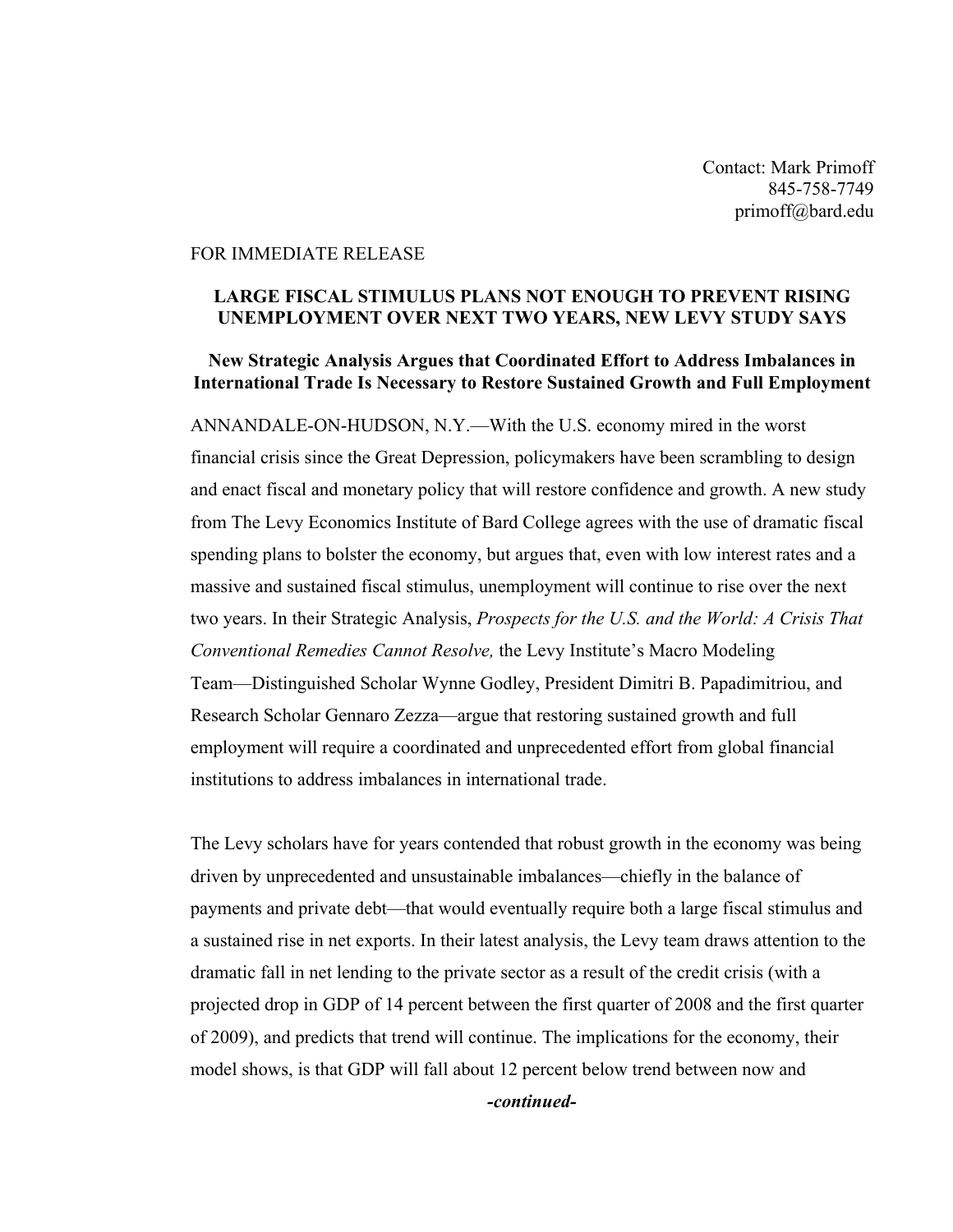Contact: Mark Primoff
845-758-7749
primoff@bard.edu

FOR IMMEDIATE RELEASE

**LARGE FISCAL STIMULUS PLANS NOT ENOUGH TO PREVENT RISING UNEMPLOYMENT OVER NEXT TWO YEARS, NEW LEVY STUDY SAYS**

**New Strategic Analysis Argues that Coordinated Effort to Address Imbalances in International Trade Is Necessary to Restore Sustained Growth and Full Employment**

ANNANDALE-ON-HUDSON, N.Y.—With the U.S. economy mired in the worst financial crisis since the Great Depression, policymakers have been scrambling to design and enact fiscal and monetary policy that will restore confidence and growth. A new study from The Levy Economics Institute of Bard College agrees with the use of dramatic fiscal spending plans to bolster the economy, but argues that, even with low interest rates and a massive and sustained fiscal stimulus, unemployment will continue to rise over the next two years. In their Strategic Analysis, *Prospects for the U.S. and the World: A Crisis That Conventional Remedies Cannot Resolve,* the Levy Institute's Macro Modeling Team—Distinguished Scholar Wynne Godley, President Dimitri B. Papadimitriou, and Research Scholar Gennaro Zezza—argue that restoring sustained growth and full employment will require a coordinated and unprecedented effort from global financial institutions to address imbalances in international trade.

The Levy scholars have for years contended that robust growth in the economy was being driven by unprecedented and unsustainable imbalances—chiefly in the balance of payments and private debt—that would eventually require both a large fiscal stimulus and a sustained rise in net exports. In their latest analysis, the Levy team draws attention to the dramatic fall in net lending to the private sector as a result of the credit crisis (with a projected drop in GDP of 14 percent between the first quarter of 2008 and the first quarter of 2009), and predicts that trend will continue. The implications for the economy, their model shows, is that GDP will fall about 12 percent below trend between now and

***-continued-***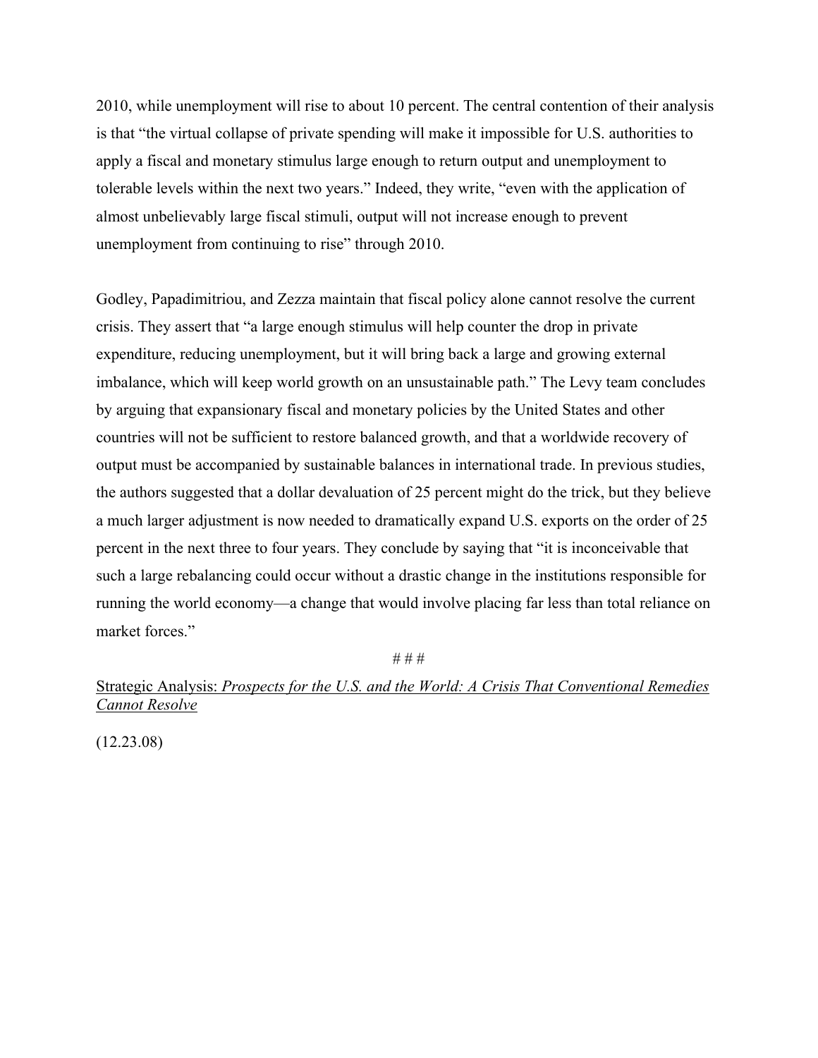2010, while unemployment will rise to about 10 percent. The central contention of their analysis is that "the virtual collapse of private spending will make it impossible for U.S. authorities to apply a fiscal and monetary stimulus large enough to return output and unemployment to tolerable levels within the next two years." Indeed, they write, "even with the application of almost unbelievably large fiscal stimuli, output will not increase enough to prevent unemployment from continuing to rise" through 2010.

Godley, Papadimitriou, and Zezza maintain that fiscal policy alone cannot resolve the current crisis. They assert that "a large enough stimulus will help counter the drop in private expenditure, reducing unemployment, but it will bring back a large and growing external imbalance, which will keep world growth on an unsustainable path." The Levy team concludes by arguing that expansionary fiscal and monetary policies by the United States and other countries will not be sufficient to restore balanced growth, and that a worldwide recovery of output must be accompanied by sustainable balances in international trade. In previous studies, the authors suggested that a dollar devaluation of 25 percent might do the trick, but they believe a much larger adjustment is now needed to dramatically expand U.S. exports on the order of 25 percent in the next three to four years. They conclude by saying that "it is inconceivable that such a large rebalancing could occur without a drastic change in the institutions responsible for running the world economy—a change that would involve placing far less than total reliance on market forces."

# # #

Strategic Analysis: *Prospects for the U.S. and the World: A Crisis That Conventional Remedies Cannot Resolve*

(12.23.08)